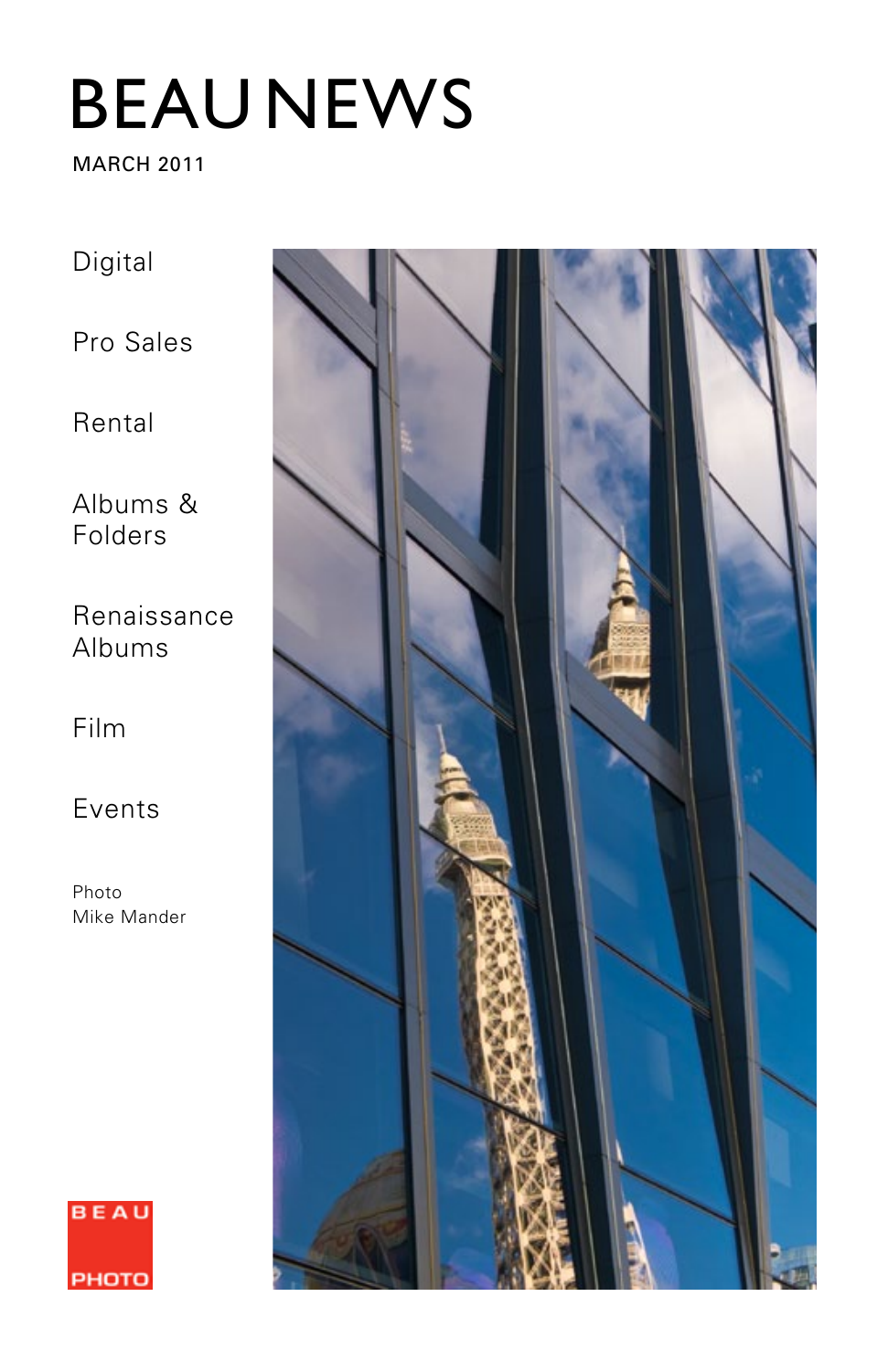# BEAU NEWS

MARCH 2011

Digital

Pro Sales

Rental

Albums & Folders

Renaissance Albums

Film

Events

Photo
Mike Mander

BEAU PHOTO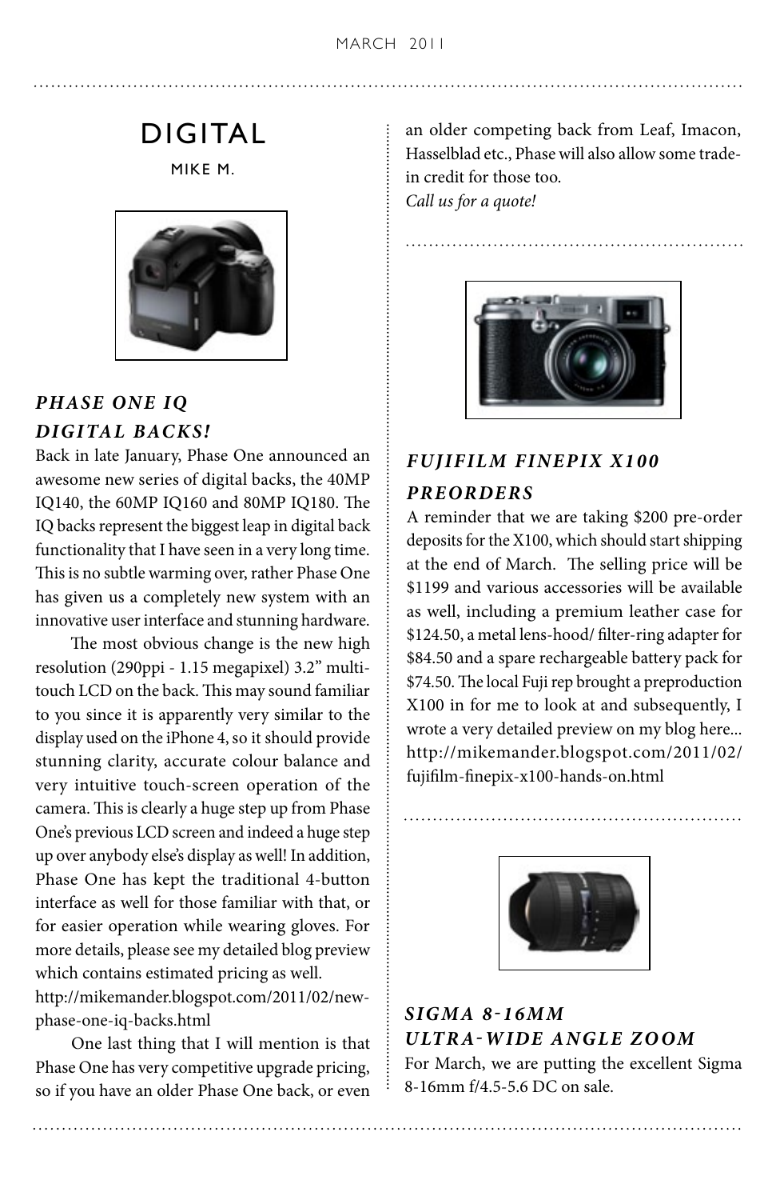# DIGITAL

MIKE M.

## *PHASE ONE IQ DIGITAL BACKS!*

Back in late January, Phase One announced an awesome new series of digital backs, the 40MP IQ140, the 60MP IQ160 and 80MP IQ180. The IQ backs represent the biggest leap in digital back functionality that I have seen in a very long time. This is no subtle warming over, rather Phase One has given us a completely new system with an innovative user interface and stunning hardware.

The most obvious change is the new high resolution (290ppi - 1.15 megapixel) 3.2" multi-touch LCD on the back. This may sound familiar to you since it is apparently very similar to the display used on the iPhone 4, so it should provide stunning clarity, accurate colour balance and very intuitive touch-screen operation of the camera. This is clearly a huge step up from Phase One's previous LCD screen and indeed a huge step up over anybody else's display as well! In addition, Phase One has kept the traditional 4-button interface as well for those familiar with that, or for easier operation while wearing gloves. For more details, please see my detailed blog preview which contains estimated pricing as well.

http://mikemander.blogspot.com/2011/02/new-phase-one-iq-backs.html

One last thing that I will mention is that Phase One has very competitive upgrade pricing, so if you have an older Phase One back, or even an older competing back from Leaf, Imacon, Hasselblad etc., Phase will also allow some trade-in credit for those too.

*Call us for a quote!*

## *FUJIFILM FINEPIX X100 PREORDERS*

A reminder that we are taking $200 pre-order deposits for the X100, which should start shipping at the end of March. The selling price will be $1199 and various accessories will be available as well, including a premium leather case for $124.50, a metal lens-hood/ filter-ring adapter for $84.50 and a spare rechargeable battery pack for $74.50. The local Fuji rep brought a preproduction X100 in for me to look at and subsequently, I wrote a very detailed preview on my blog here... http://mikemander.blogspot.com/2011/02/fujifilm-finepix-x100-hands-on.html

## *SIGMA 8-16MM ULTRA-WIDE ANGLE ZOOM*

For March, we are putting the excellent Sigma 8-16mm f/4.5-5.6 DC on sale.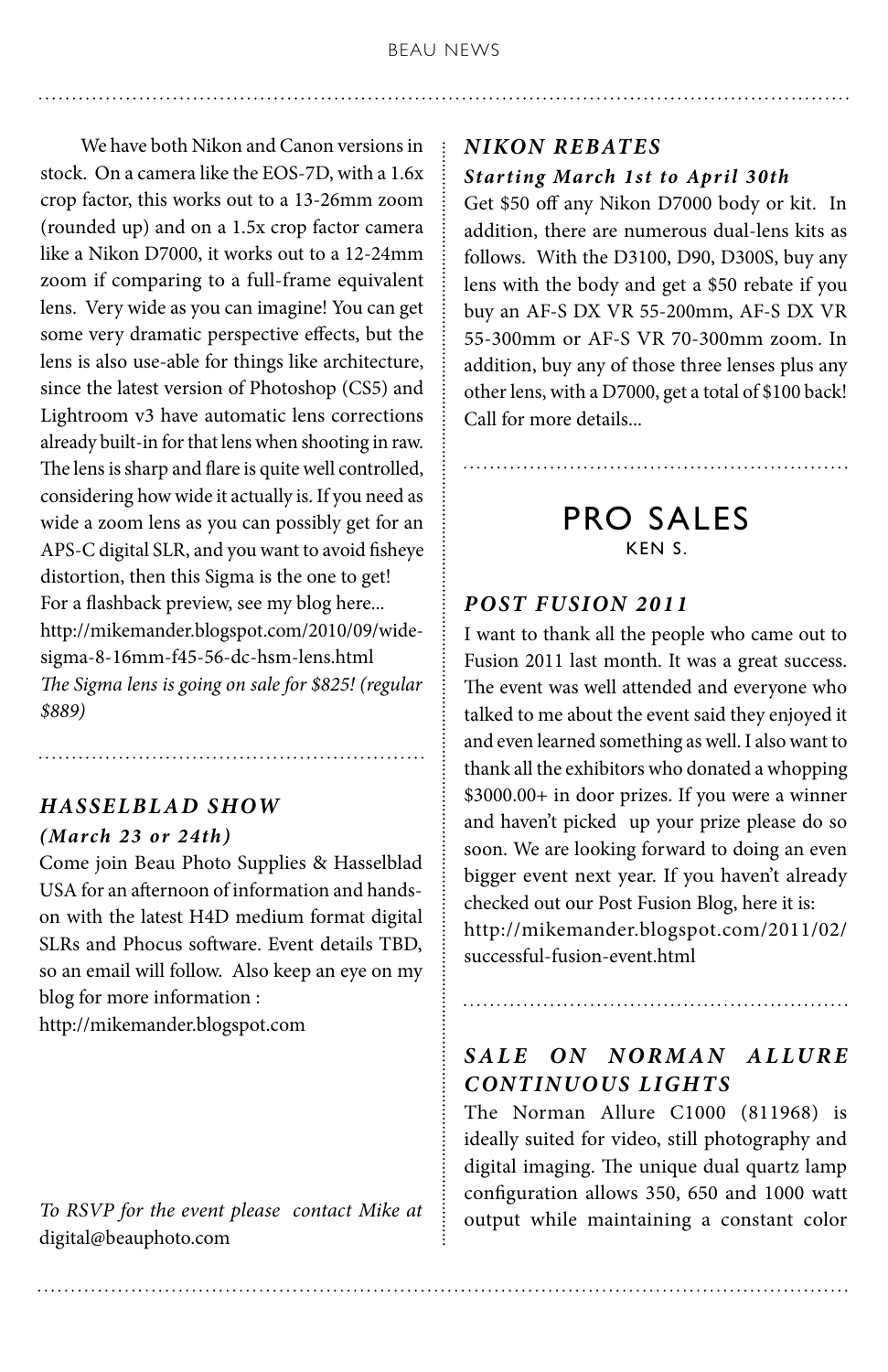We have both Nikon and Canon versions in stock. On a camera like the EOS-7D, with a 1.6x crop factor, this works out to a 13-26mm zoom (rounded up) and on a 1.5x crop factor camera like a Nikon D7000, it works out to a 12-24mm zoom if comparing to a full-frame equivalent lens. Very wide as you can imagine! You can get some very dramatic perspective effects, but the lens is also use-able for things like architecture, since the latest version of Photoshop (CS5) and Lightroom v3 have automatic lens corrections already built-in for that lens when shooting in raw. The lens is sharp and flare is quite well controlled, considering how wide it actually is. If you need as wide a zoom lens as you can possibly get for an APS-C digital SLR, and you want to avoid fisheye distortion, then this Sigma is the one to get! For a flashback preview, see my blog here... http://mikemander.blogspot.com/2010/09/wide-sigma-8-16mm-f45-56-dc-hsm-lens.html
*The Sigma lens is going on sale for $825! (regular $889)*

### *HASSELBLAD SHOW*

***(March 23 or 24th)***

Come join Beau Photo Supplies & Hasselblad USA for an afternoon of information and hands-on with the latest H4D medium format digital SLRs and Phocus software. Event details TBD, so an email will follow. Also keep an eye on my blog for more information :
http://mikemander.blogspot.com

*To RSVP for the event please contact Mike at* digital@beauphoto.com

### *NIKON REBATES*

***Starting March 1st to April 30th***

Get $50 off any Nikon D7000 body or kit. In addition, there are numerous dual-lens kits as follows. With the D3100, D90, D300S, buy any lens with the body and get a $50 rebate if you buy an AF-S DX VR 55-200mm, AF-S DX VR 55-300mm or AF-S VR 70-300mm zoom. In addition, buy any of those three lenses plus any other lens, with a D7000, get a total of $100 back! Call for more details...

## PRO SALES

KEN S.

### *POST FUSION 2011*

I want to thank all the people who came out to Fusion 2011 last month. It was a great success. The event was well attended and everyone who talked to me about the event said they enjoyed it and even learned something as well. I also want to thank all the exhibitors who donated a whopping $3000.00+ in door prizes. If you were a winner and haven't picked up your prize please do so soon. We are looking forward to doing an even bigger event next year. If you haven't already checked out our Post Fusion Blog, here it is:
http://mikemander.blogspot.com/2011/02/successful-fusion-event.html

### *SALE ON NORMAN ALLURE CONTINUOUS LIGHTS*

The Norman Allure C1000 (811968) is ideally suited for video, still photography and digital imaging. The unique dual quartz lamp configuration allows 350, 650 and 1000 watt output while maintaining a constant color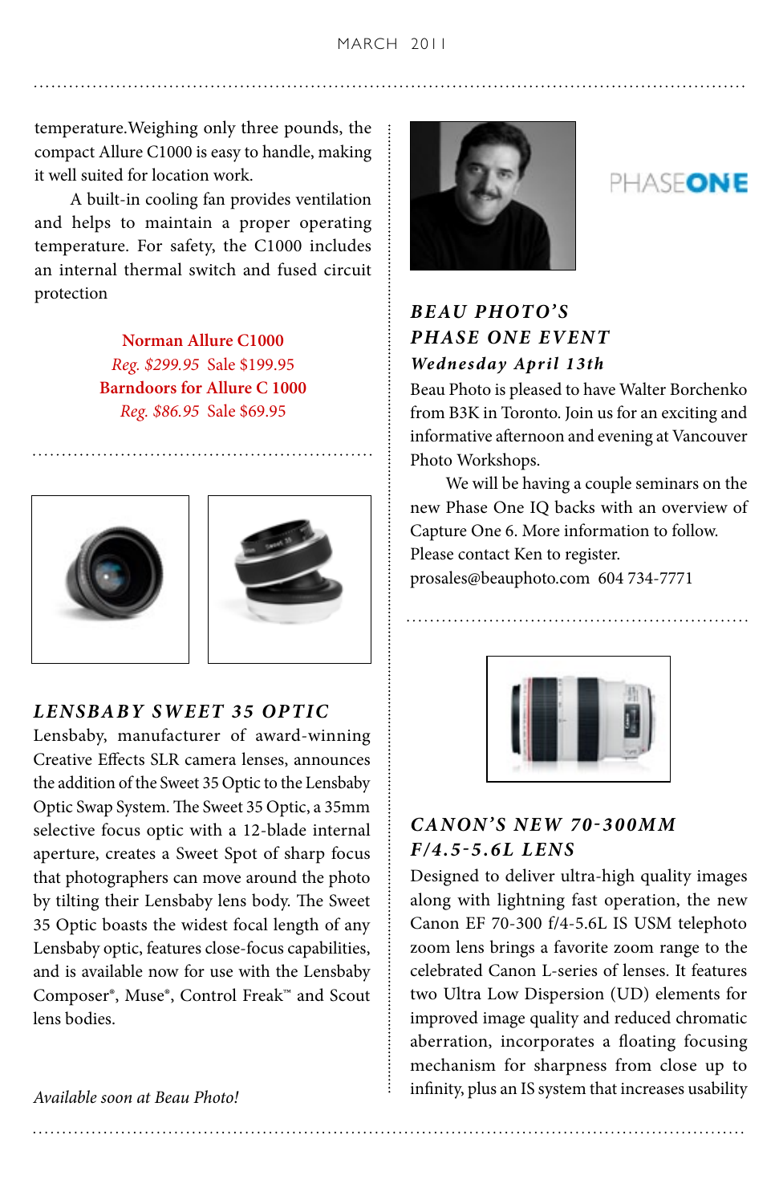temperature.Weighing only three pounds, the compact Allure C1000 is easy to handle, making it well suited for location work.

A built-in cooling fan provides ventilation and helps to maintain a proper operating temperature. For safety, the C1000 includes an internal thermal switch and fused circuit protection

**Norman Allure C1000**
*Reg. $299.95* Sale $199.95
**Barndoors for Allure C 1000**
*Reg. $86.95* Sale $69.95

## *LENSBABY SWEET 35 OPTIC*

Lensbaby, manufacturer of award-winning Creative Effects SLR camera lenses, announces the addition of the Sweet 35 Optic to the Lensbaby Optic Swap System. The Sweet 35 Optic, a 35mm selective focus optic with a 12-blade internal aperture, creates a Sweet Spot of sharp focus that photographers can move around the photo by tilting their Lensbaby lens body. The Sweet 35 Optic boasts the widest focal length of any Lensbaby optic, features close-focus capabilities, and is available now for use with the Lensbaby Composer®, Muse®, Control Freak™ and Scout lens bodies.

*Available soon at Beau Photo!*

PHASEONE

## *BEAU PHOTO'S PHASE ONE EVENT*

### *Wednesday April 13th*

Beau Photo is pleased to have Walter Borchenko from B3K in Toronto. Join us for an exciting and informative afternoon and evening at Vancouver Photo Workshops.

We will be having a couple seminars on the new Phase One IQ backs with an overview of Capture One 6. More information to follow. Please contact Ken to register.
prosales@beauphoto.com 604 734-7771

## *CANON'S NEW 70-300MM F/4.5-5.6L LENS*

Designed to deliver ultra-high quality images along with lightning fast operation, the new Canon EF 70-300 f/4-5.6L IS USM telephoto zoom lens brings a favorite zoom range to the celebrated Canon L-series of lenses. It features two Ultra Low Dispersion (UD) elements for improved image quality and reduced chromatic aberration, incorporates a floating focusing mechanism for sharpness from close up to infinity, plus an IS system that increases usability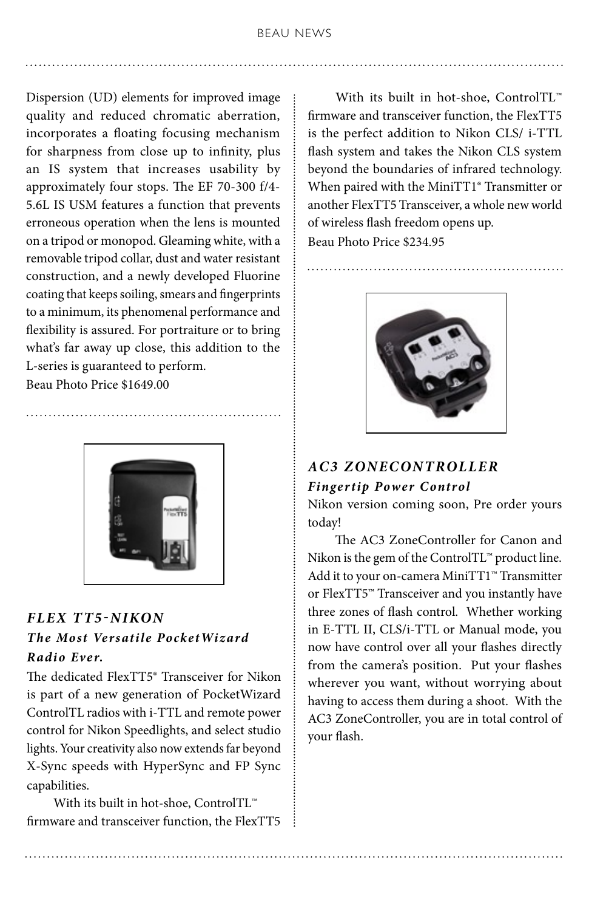Dispersion (UD) elements for improved image quality and reduced chromatic aberration, incorporates a floating focusing mechanism for sharpness from close up to infinity, plus an IS system that increases usability by approximately four stops. The EF 70-300 f/4-5.6L IS USM features a function that prevents erroneous operation when the lens is mounted on a tripod or monopod. Gleaming white, with a removable tripod collar, dust and water resistant construction, and a newly developed Fluorine coating that keeps soiling, smears and fingerprints to a minimum, its phenomenal performance and flexibility is assured. For portraiture or to bring what's far away up close, this addition to the L-series is guaranteed to perform.

Beau Photo Price $1649.00

## *FLEX TT5-NIKON*

### *The Most Versatile PocketWizard Radio Ever.*

The dedicated FlexTT5® Transceiver for Nikon is part of a new generation of PocketWizard ControlTL radios with i-TTL and remote power control for Nikon Speedlights, and select studio lights. Your creativity also now extends far beyond X-Sync speeds with HyperSync and FP Sync capabilities.

With its built in hot-shoe, ControlTL™ firmware and transceiver function, the FlexTT5 is the perfect addition to Nikon CLS/ i-TTL flash system and takes the Nikon CLS system beyond the boundaries of infrared technology. When paired with the MiniTT1® Transmitter or another FlexTT5 Transceiver, a whole new world of wireless flash freedom opens up.

Beau Photo Price $234.95

## *AC3 ZONECONTROLLER*

### *Fingertip Power Control*

Nikon version coming soon, Pre order yours today!

The AC3 ZoneController for Canon and Nikon is the gem of the ControlTL™ product line. Add it to your on-camera MiniTT1™ Transmitter or FlexTT5™ Transceiver and you instantly have three zones of flash control. Whether working in E-TTL II, CLS/i-TTL or Manual mode, you now have control over all your flashes directly from the camera's position. Put your flashes wherever you want, without worrying about having to access them during a shoot. With the AC3 ZoneController, you are in total control of your flash.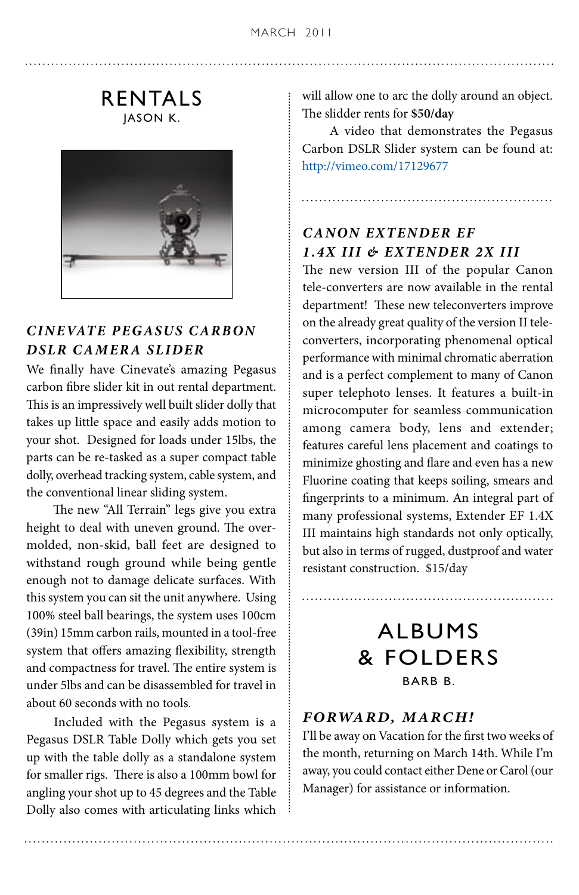# RENTALS

JASON K.

### *CINEVATE PEGASUS CARBON DSLR CAMERA SLIDER*

We finally have Cinevate's amazing Pegasus carbon fibre slider kit in out rental department. This is an impressively well built slider dolly that takes up little space and easily adds motion to your shot. Designed for loads under 15lbs, the parts can be re-tasked as a super compact table dolly, overhead tracking system, cable system, and the conventional linear sliding system.

The new "All Terrain" legs give you extra height to deal with uneven ground. The over-molded, non-skid, ball feet are designed to withstand rough ground while being gentle enough not to damage delicate surfaces. With this system you can sit the unit anywhere. Using 100% steel ball bearings, the system uses 100cm (39in) 15mm carbon rails, mounted in a tool-free system that offers amazing flexibility, strength and compactness for travel. The entire system is under 5lbs and can be disassembled for travel in about 60 seconds with no tools.

Included with the Pegasus system is a Pegasus DSLR Table Dolly which gets you set up with the table dolly as a standalone system for smaller rigs. There is also a 100mm bowl for angling your shot up to 45 degrees and the Table Dolly also comes with articulating links which will allow one to arc the dolly around an object. The slidder rents for **$50/day**

A video that demonstrates the Pegasus Carbon DSLR Slider system can be found at: http://vimeo.com/17129677

### *CANON EXTENDER EF 1.4X III & EXTENDER 2X III*

The new version III of the popular Canon tele-converters are now available in the rental department! These new teleconverters improve on the already great quality of the version II tele-converters, incorporating phenomenal optical performance with minimal chromatic aberration and is a perfect complement to many of Canon super telephoto lenses. It features a built-in microcomputer for seamless communication among camera body, lens and extender; features careful lens placement and coatings to minimize ghosting and flare and even has a new Fluorine coating that keeps soiling, smears and fingerprints to a minimum. An integral part of many professional systems, Extender EF 1.4X III maintains high standards not only optically, but also in terms of rugged, dustproof and water resistant construction. $15/day

# ALBUMS & FOLDERS

BARB B.

### *FORWARD, MARCH!*

I'll be away on Vacation for the first two weeks of the month, returning on March 14th. While I'm away, you could contact either Dene or Carol (our Manager) for assistance or information.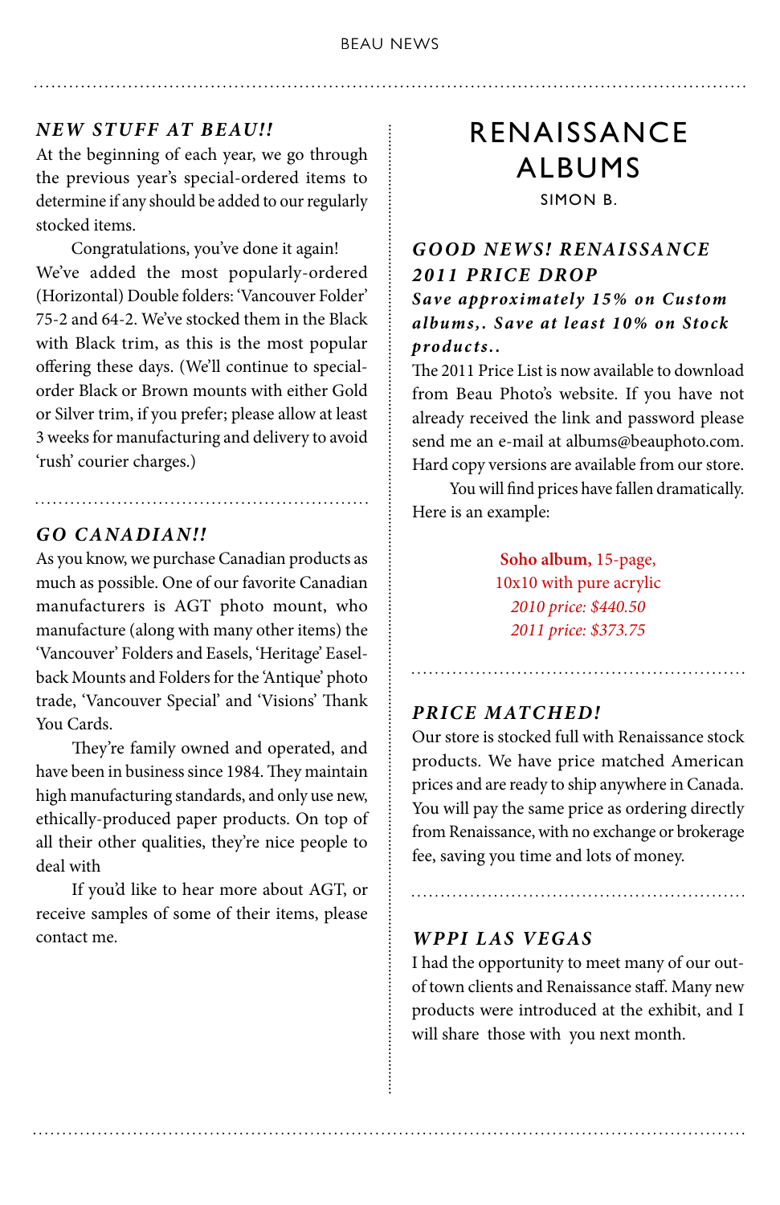## *NEW STUFF AT BEAU!!*

At the beginning of each year, we go through the previous year's special-ordered items to determine if any should be added to our regularly stocked items.

Congratulations, you've done it again! We've added the most popularly-ordered (Horizontal) Double folders: 'Vancouver Folder' 75-2 and 64-2. We've stocked them in the Black with Black trim, as this is the most popular offering these days. (We'll continue to special-order Black or Brown mounts with either Gold or Silver trim, if you prefer; please allow at least 3 weeks for manufacturing and delivery to avoid 'rush' courier charges.)

## *GO CANADIAN!!*

As you know, we purchase Canadian products as much as possible. One of our favorite Canadian manufacturers is AGT photo mount, who manufacture (along with many other items) the 'Vancouver' Folders and Easels, 'Heritage' Easel-back Mounts and Folders for the 'Antique' photo trade, 'Vancouver Special' and 'Visions' Thank You Cards.

They're family owned and operated, and have been in business since 1984. They maintain high manufacturing standards, and only use new, ethically-produced paper products. On top of all their other qualities, they're nice people to deal with

If you'd like to hear more about AGT, or receive samples of some of their items, please contact me.

# RENAISSANCE ALBUMS

SIMON B.

## *GOOD NEWS! RENAISSANCE 2011 PRICE DROP*

***Save approximately 15% on Custom albums,. Save at least 10% on Stock products..***

The 2011 Price List is now available to download from Beau Photo's website. If you have not already received the link and password please send me an e-mail at albums@beauphoto.com. Hard copy versions are available from our store.

You will find prices have fallen dramatically. Here is an example:

**Soho album,** 15-page,
10x10 with pure acrylic
*2010 price: $440.50*
*2011 price: $373.75*

## *PRICE MATCHED!*

Our store is stocked full with Renaissance stock products. We have price matched American prices and are ready to ship anywhere in Canada. You will pay the same price as ordering directly from Renaissance, with no exchange or brokerage fee, saving you time and lots of money.

## *WPPI LAS VEGAS*

I had the opportunity to meet many of our out-of town clients and Renaissance staff. Many new products were introduced at the exhibit, and I will share those with you next month.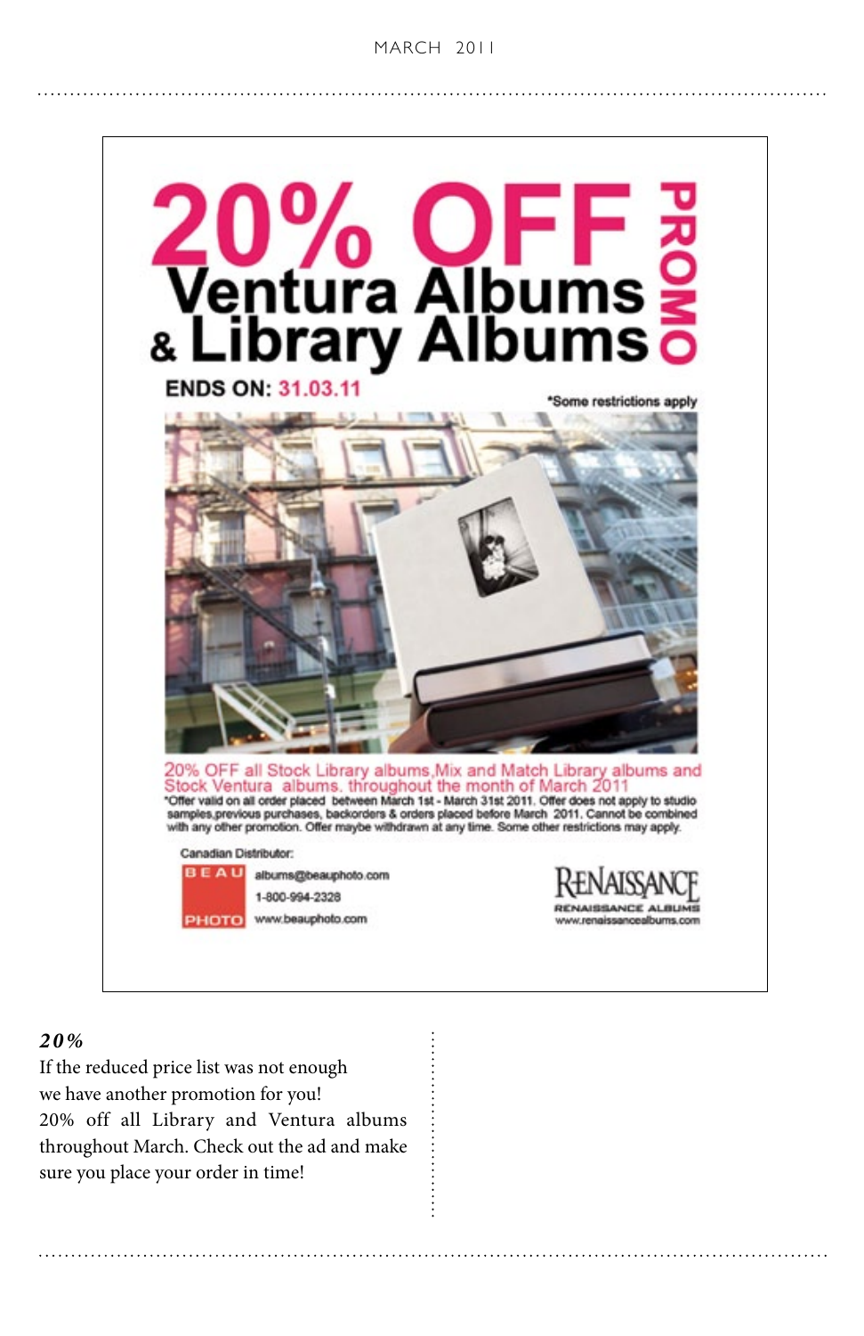# 20% OFF PROMO

## Ventura Albums & Library Albums

**ENDS ON: 31.03.11**

*Some restrictions apply

20% OFF all Stock Library albums, Mix and Match Library albums and Stock Ventura albums. throughout the month of March 2011

*Offer valid on all order placed between March 1st - March 31st 2011. Offer does not apply to studio samples, previous purchases, backorders & orders placed before March 2011. Cannot be combined with any other promotion. Offer maybe withdrawn at any time. Some other restrictions may apply.

Canadian Distributor:

BEAU PHOTO
albums@beauphoto.com
1-800-994-2328
www.beauphoto.com

RENAISSANCE
RENAISSANCE ALBUMS
www.renaissancealbums.com

***20%***

If the reduced price list was not enough we have another promotion for you!
20% off all Library and Ventura albums throughout March. Check out the ad and make sure you place your order in time!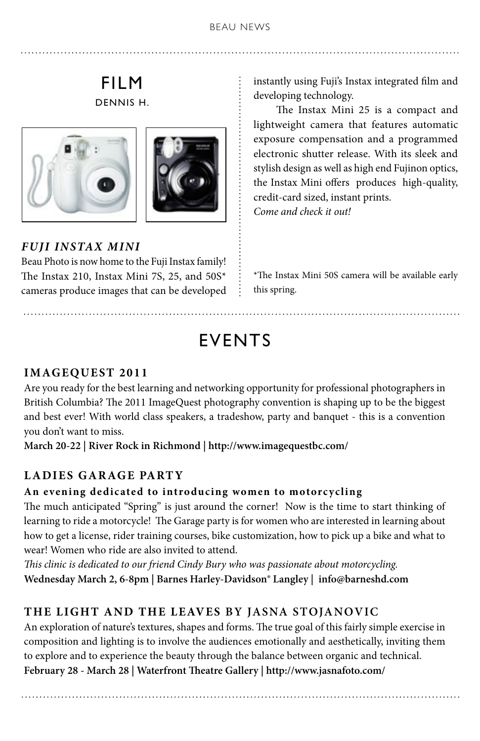## FILM

DENNIS H.

### *FUJI INSTAX MINI*

Beau Photo is now home to the Fuji Instax family! The Instax 210, Instax Mini 7S, 25, and 50S* cameras produce images that can be developed instantly using Fuji's Instax integrated film and developing technology.

The Instax Mini 25 is a compact and lightweight camera that features automatic exposure compensation and a programmed electronic shutter release. With its sleek and stylish design as well as high end Fujinon optics, the Instax Mini offers produces high-quality, credit-card sized, instant prints.

*Come and check it out!*

*The Instax Mini 50S camera will be available early this spring.

## EVENTS

### IMAGEQUEST 2011

Are you ready for the best learning and networking opportunity for professional photographers in British Columbia? The 2011 ImageQuest photography convention is shaping up to be the biggest and best ever! With world class speakers, a tradeshow, party and banquet - this is a convention you don't want to miss.

**March 20-22 | River Rock in Richmond | http://www.imagequestbc.com/**

### LADIES GARAGE PARTY

**An evening dedicated to introducing women to motorcycling**

The much anticipated "Spring" is just around the corner! Now is the time to start thinking of learning to ride a motorcycle! The Garage party is for women who are interested in learning about how to get a license, rider training courses, bike customization, how to pick up a bike and what to wear! Women who ride are also invited to attend.

*This clinic is dedicated to our friend Cindy Bury who was passionate about motorcycling.*

**Wednesday March 2, 6-8pm | Barnes Harley-Davidson® Langley | info@barneshd.com**

### THE LIGHT AND THE LEAVES BY JASNA STOJANOVIC

An exploration of nature's textures, shapes and forms. The true goal of this fairly simple exercise in composition and lighting is to involve the audiences emotionally and aesthetically, inviting them to explore and to experience the beauty through the balance between organic and technical.

**February 28 - March 28 | Waterfront Theatre Gallery | http://www.jasnafoto.com/**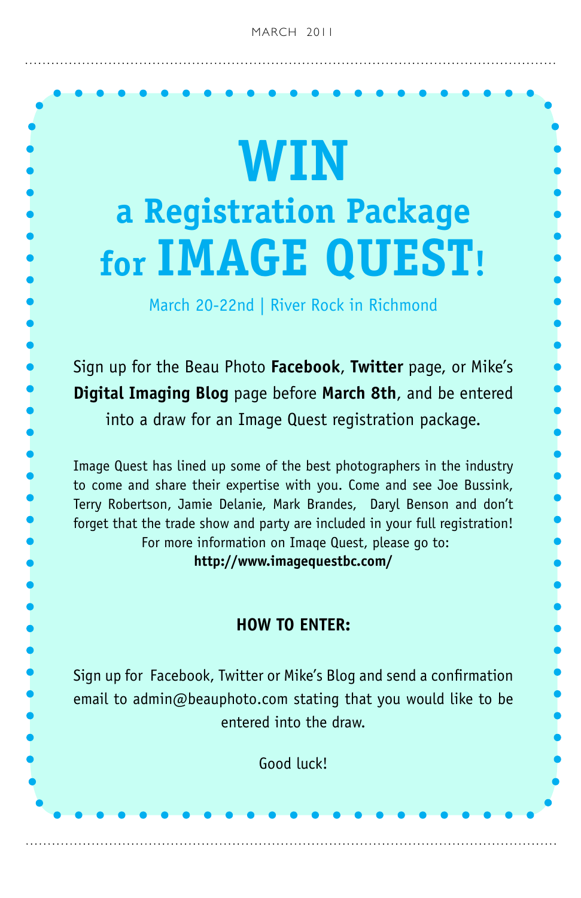# WIN

## a Registration Package for IMAGE QUEST!

March 20-22nd | River Rock in Richmond

Sign up for the Beau Photo **Facebook**, **Twitter** page, or Mike's **Digital Imaging Blog** page before **March 8th**, and be entered into a draw for an Image Quest registration package.

Image Quest has lined up some of the best photographers in the industry to come and share their expertise with you. Come and see Joe Bussink, Terry Robertson, Jamie Delanie, Mark Brandes, Daryl Benson and don't forget that the trade show and party are included in your full registration! For more information on Image Quest, please go to: **http://www.imagequestbc.com/**

**HOW TO ENTER:**

Sign up for Facebook, Twitter or Mike's Blog and send a confirmation email to admin@beauphoto.com stating that you would like to be entered into the draw.

Good luck!